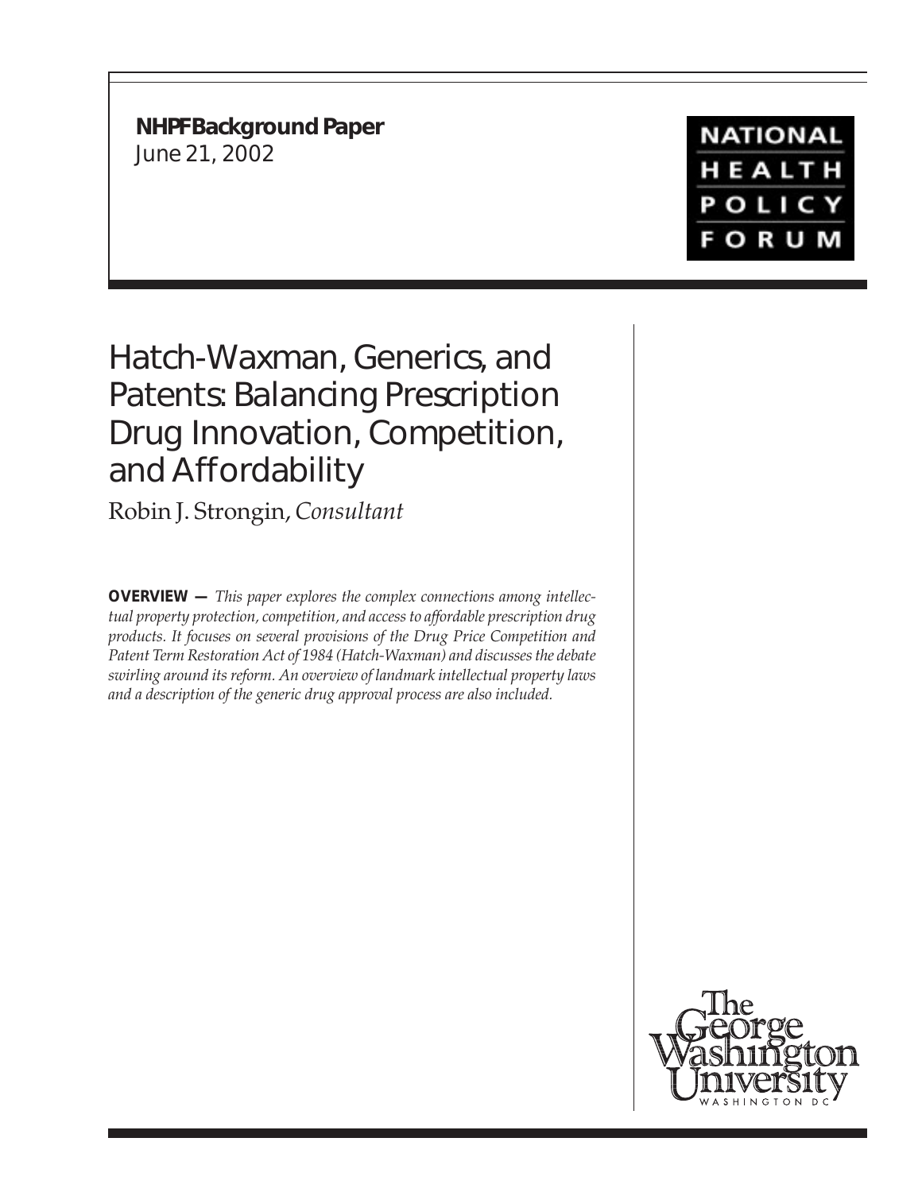**NHPF Background Paper**
June 21, 2002

NATIONAL HEALTH POLICY FORUM

# Hatch-Waxman, Generics, and Patents: Balancing Prescription Drug Innovation, Competition, and Affordability

Robin J. Strongin, *Consultant*

**OVERVIEW —** *This paper explores the complex connections among intellectual property protection, competition, and access to affordable prescription drug products. It focuses on several provisions of the Drug Price Competition and Patent Term Restoration Act of 1984 (Hatch-Waxman) and discusses the debate swirling around its reform. An overview of landmark intellectual property laws and a description of the generic drug approval process are also included.*

The George Washington University
WASHINGTON DC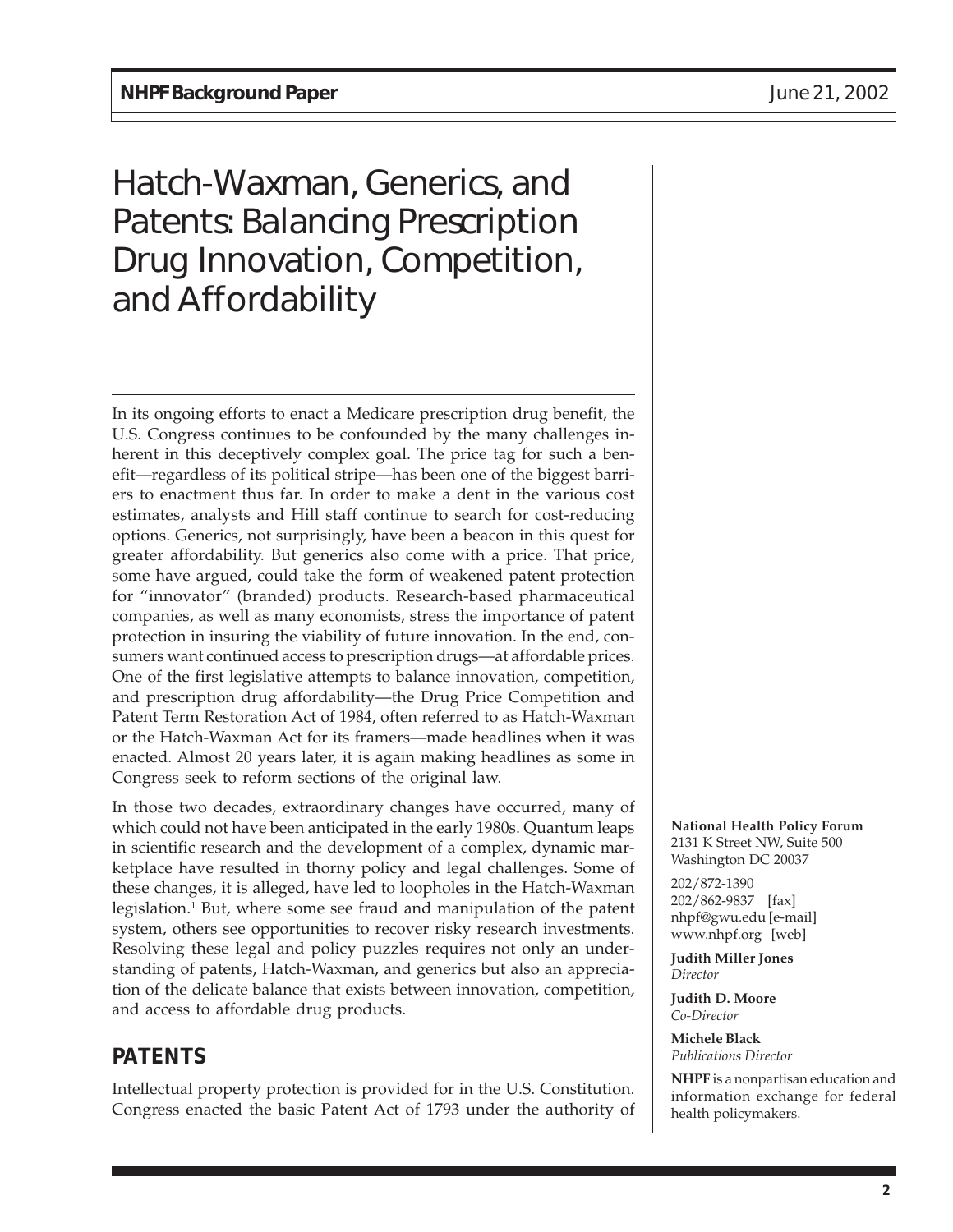# Hatch-Waxman, Generics, and Patents: Balancing Prescription Drug Innovation, Competition, and Affordability

In its ongoing efforts to enact a Medicare prescription drug benefit, the U.S. Congress continues to be confounded by the many challenges inherent in this deceptively complex goal. The price tag for such a benefit—regardless of its political stripe—has been one of the biggest barriers to enactment thus far. In order to make a dent in the various cost estimates, analysts and Hill staff continue to search for cost-reducing options. Generics, not surprisingly, have been a beacon in this quest for greater affordability. But generics also come with a price. That price, some have argued, could take the form of weakened patent protection for "innovator" (branded) products. Research-based pharmaceutical companies, as well as many economists, stress the importance of patent protection in insuring the viability of future innovation. In the end, consumers want continued access to prescription drugs—at affordable prices. One of the first legislative attempts to balance innovation, competition, and prescription drug affordability—the Drug Price Competition and Patent Term Restoration Act of 1984, often referred to as Hatch-Waxman or the Hatch-Waxman Act for its framers—made headlines when it was enacted. Almost 20 years later, it is again making headlines as some in Congress seek to reform sections of the original law.

In those two decades, extraordinary changes have occurred, many of which could not have been anticipated in the early 1980s. Quantum leaps in scientific research and the development of a complex, dynamic marketplace have resulted in thorny policy and legal challenges. Some of these changes, it is alleged, have led to loopholes in the Hatch-Waxman legislation.[1] But, where some see fraud and manipulation of the patent system, others see opportunities to recover risky research investments. Resolving these legal and policy puzzles requires not only an understanding of patents, Hatch-Waxman, and generics but also an appreciation of the delicate balance that exists between innovation, competition, and access to affordable drug products.

## PATENTS

Intellectual property protection is provided for in the U.S. Constitution. Congress enacted the basic Patent Act of 1793 under the authority of

**National Health Policy Forum**
2131 K Street NW, Suite 500
Washington DC 20037

202/872-1390
202/862-9837 [fax]
nhpf@gwu.edu [e-mail]
www.nhpf.org [web]

**Judith Miller Jones**
*Director*

**Judith D. Moore**
*Co-Director*

**Michele Black**
*Publications Director*

**NHPF** is a nonpartisan education and information exchange for federal health policymakers.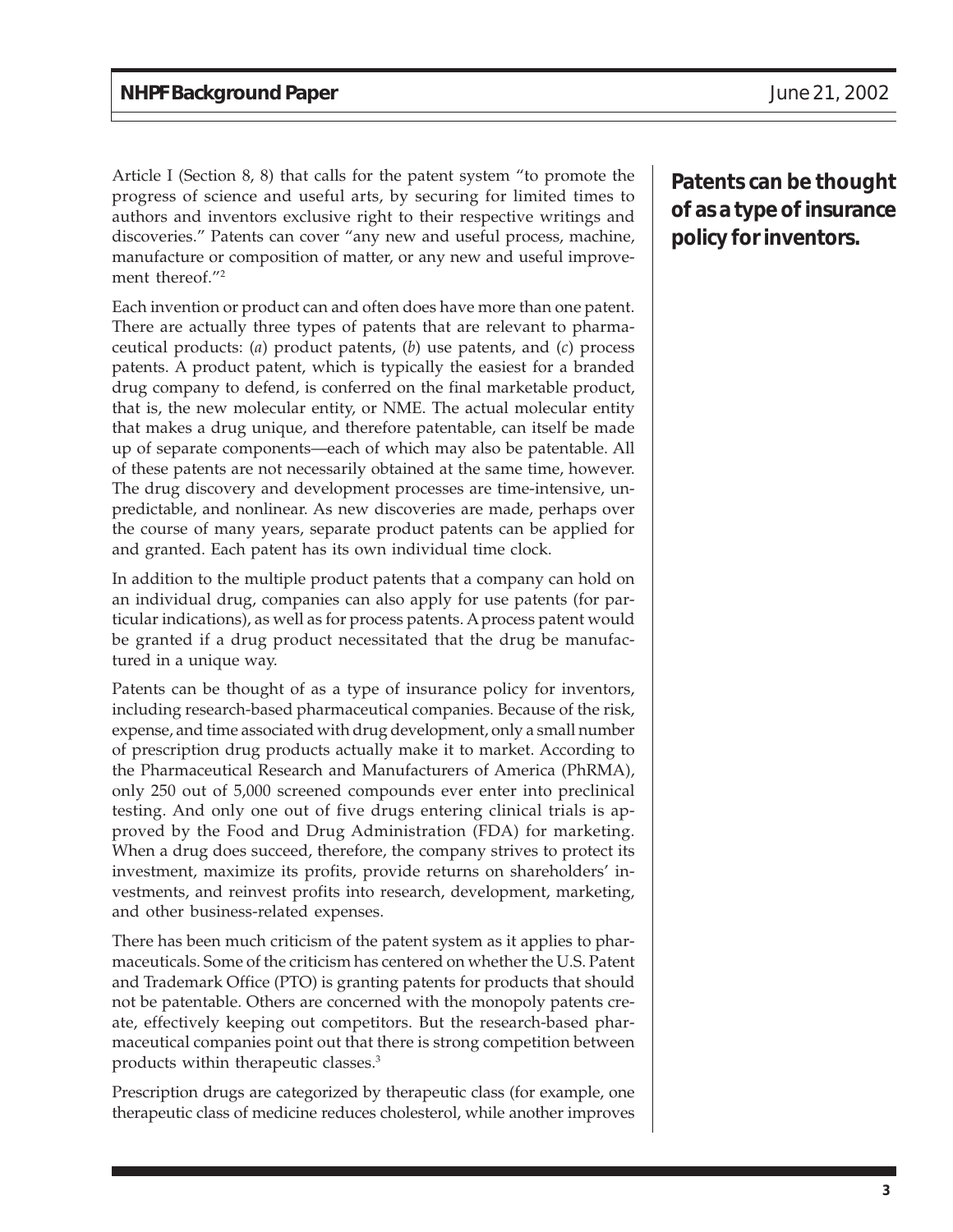Article I (Section 8, 8) that calls for the patent system "to promote the progress of science and useful arts, by securing for limited times to authors and inventors exclusive right to their respective writings and discoveries." Patents can cover "any new and useful process, machine, manufacture or composition of matter, or any new and useful improvement thereof."[2]

**Patents can be thought of as a type of insurance policy for inventors.**

Each invention or product can and often does have more than one patent. There are actually three types of patents that are relevant to pharmaceutical products: (*a*) product patents, (*b*) use patents, and (*c*) process patents. A product patent, which is typically the easiest for a branded drug company to defend, is conferred on the final marketable product, that is, the new molecular entity, or NME. The actual molecular entity that makes a drug unique, and therefore patentable, can itself be made up of separate components—each of which may also be patentable. All of these patents are not necessarily obtained at the same time, however. The drug discovery and development processes are time-intensive, unpredictable, and nonlinear. As new discoveries are made, perhaps over the course of many years, separate product patents can be applied for and granted. Each patent has its own individual time clock.

In addition to the multiple product patents that a company can hold on an individual drug, companies can also apply for use patents (for particular indications), as well as for process patents. A process patent would be granted if a drug product necessitated that the drug be manufactured in a unique way.

Patents can be thought of as a type of insurance policy for inventors, including research-based pharmaceutical companies. Because of the risk, expense, and time associated with drug development, only a small number of prescription drug products actually make it to market. According to the Pharmaceutical Research and Manufacturers of America (PhRMA), only 250 out of 5,000 screened compounds ever enter into preclinical testing. And only one out of five drugs entering clinical trials is approved by the Food and Drug Administration (FDA) for marketing. When a drug does succeed, therefore, the company strives to protect its investment, maximize its profits, provide returns on shareholders' investments, and reinvest profits into research, development, marketing, and other business-related expenses.

There has been much criticism of the patent system as it applies to pharmaceuticals. Some of the criticism has centered on whether the U.S. Patent and Trademark Office (PTO) is granting patents for products that should not be patentable. Others are concerned with the monopoly patents create, effectively keeping out competitors. But the research-based pharmaceutical companies point out that there is strong competition between products within therapeutic classes.[3]

Prescription drugs are categorized by therapeutic class (for example, one therapeutic class of medicine reduces cholesterol, while another improves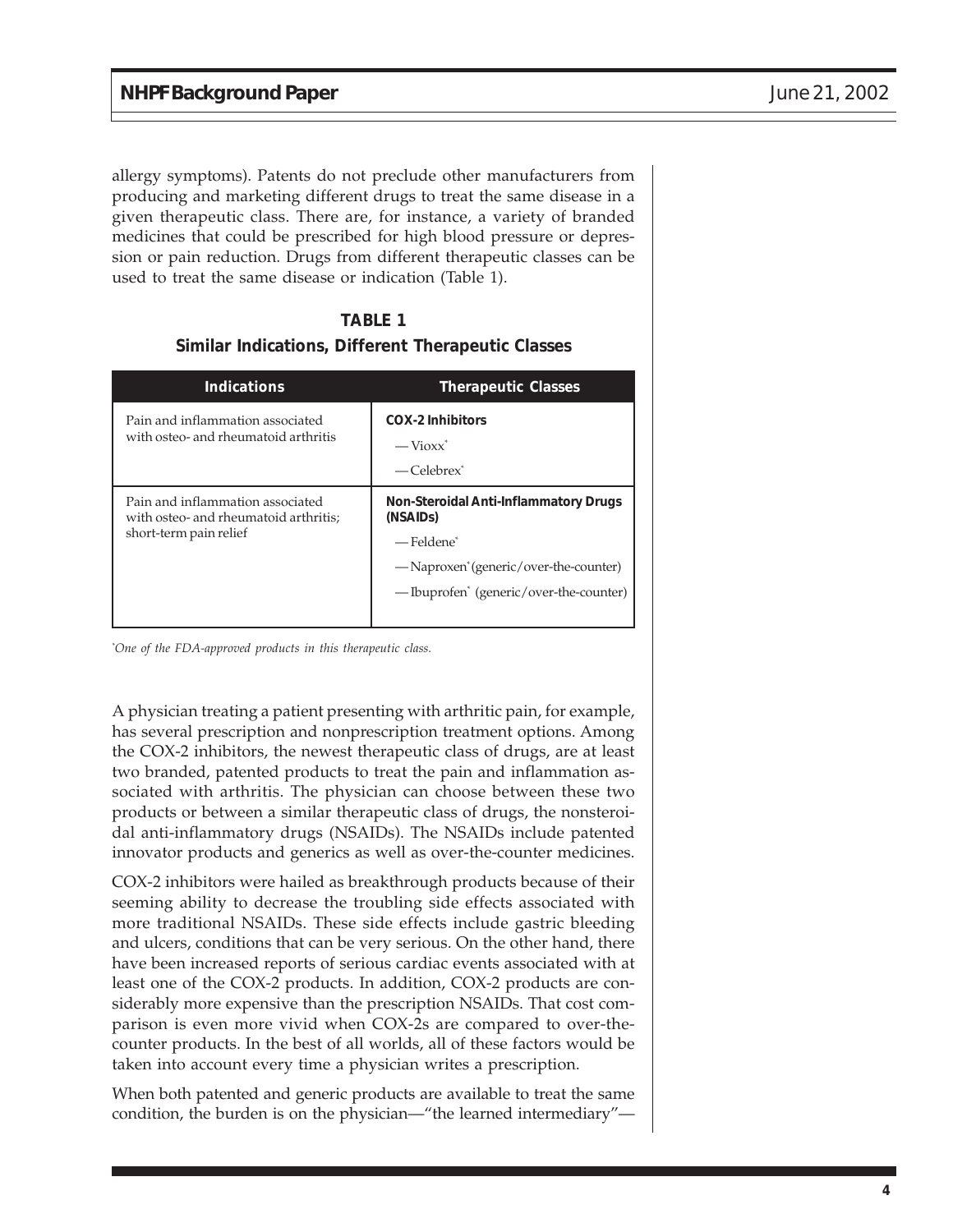allergy symptoms). Patents do not preclude other manufacturers from producing and marketing different drugs to treat the same disease in a given therapeutic class. There are, for instance, a variety of branded medicines that could be prescribed for high blood pressure or depression or pain reduction. Drugs from different therapeutic classes can be used to treat the same disease or indication (Table 1).

**TABLE 1**

**Similar Indications, Different Therapeutic Classes**

| Indications | Therapeutic Classes |
|---|---|
| Pain and inflammation associated with osteo- and rheumatoid arthritis | **COX-2 Inhibitors**<br>—Vioxx*<br>—Celebrex* |
| Pain and inflammation associated with osteo- and rheumatoid arthritis; short-term pain relief | **Non-Steroidal Anti-Inflammatory Drugs (NSAIDs)**<br>—Feldene*<br>—Naproxen* (generic/over-the-counter)<br>—Ibuprofen* (generic/over-the-counter) |

*\*One of the FDA-approved products in this therapeutic class.*

A physician treating a patient presenting with arthritic pain, for example, has several prescription and nonprescription treatment options. Among the COX-2 inhibitors, the newest therapeutic class of drugs, are at least two branded, patented products to treat the pain and inflammation associated with arthritis. The physician can choose between these two products or between a similar therapeutic class of drugs, the nonsteroidal anti-inflammatory drugs (NSAIDs). The NSAIDs include patented innovator products and generics as well as over-the-counter medicines.

COX-2 inhibitors were hailed as breakthrough products because of their seeming ability to decrease the troubling side effects associated with more traditional NSAIDs. These side effects include gastric bleeding and ulcers, conditions that can be very serious. On the other hand, there have been increased reports of serious cardiac events associated with at least one of the COX-2 products. In addition, COX-2 products are considerably more expensive than the prescription NSAIDs. That cost comparison is even more vivid when COX-2s are compared to over-the-counter products. In the best of all worlds, all of these factors would be taken into account every time a physician writes a prescription.

When both patented and generic products are available to treat the same condition, the burden is on the physician—"the learned intermediary"—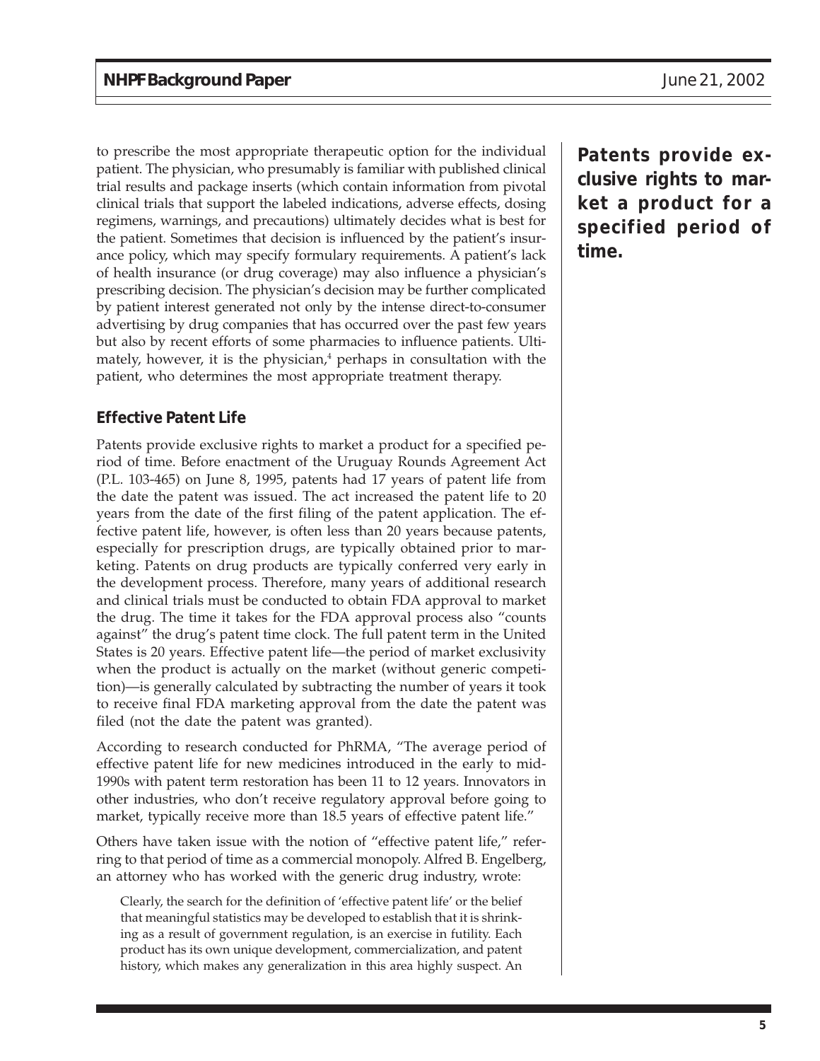to prescribe the most appropriate therapeutic option for the individual patient. The physician, who presumably is familiar with published clinical trial results and package inserts (which contain information from pivotal clinical trials that support the labeled indications, adverse effects, dosing regimens, warnings, and precautions) ultimately decides what is best for the patient. Sometimes that decision is influenced by the patient's insurance policy, which may specify formulary requirements. A patient's lack of health insurance (or drug coverage) may also influence a physician's prescribing decision. The physician's decision may be further complicated by patient interest generated not only by the intense direct-to-consumer advertising by drug companies that has occurred over the past few years but also by recent efforts of some pharmacies to influence patients. Ultimately, however, it is the physician,[4] perhaps in consultation with the patient, who determines the most appropriate treatment therapy.

**Patents provide exclusive rights to market a product for a specified period of time.**

### Effective Patent Life

Patents provide exclusive rights to market a product for a specified period of time. Before enactment of the Uruguay Rounds Agreement Act (P.L. 103-465) on June 8, 1995, patents had 17 years of patent life from the date the patent was issued. The act increased the patent life to 20 years from the date of the first filing of the patent application. The effective patent life, however, is often less than 20 years because patents, especially for prescription drugs, are typically obtained prior to marketing. Patents on drug products are typically conferred very early in the development process. Therefore, many years of additional research and clinical trials must be conducted to obtain FDA approval to market the drug. The time it takes for the FDA approval process also "counts against" the drug's patent time clock. The full patent term in the United States is 20 years. Effective patent life—the period of market exclusivity when the product is actually on the market (without generic competition)—is generally calculated by subtracting the number of years it took to receive final FDA marketing approval from the date the patent was filed (not the date the patent was granted).

According to research conducted for PhRMA, "The average period of effective patent life for new medicines introduced in the early to mid-1990s with patent term restoration has been 11 to 12 years. Innovators in other industries, who don't receive regulatory approval before going to market, typically receive more than 18.5 years of effective patent life."

Others have taken issue with the notion of "effective patent life," referring to that period of time as a commercial monopoly. Alfred B. Engelberg, an attorney who has worked with the generic drug industry, wrote:

> Clearly, the search for the definition of 'effective patent life' or the belief that meaningful statistics may be developed to establish that it is shrinking as a result of government regulation, is an exercise in futility. Each product has its own unique development, commercialization, and patent history, which makes any generalization in this area highly suspect. An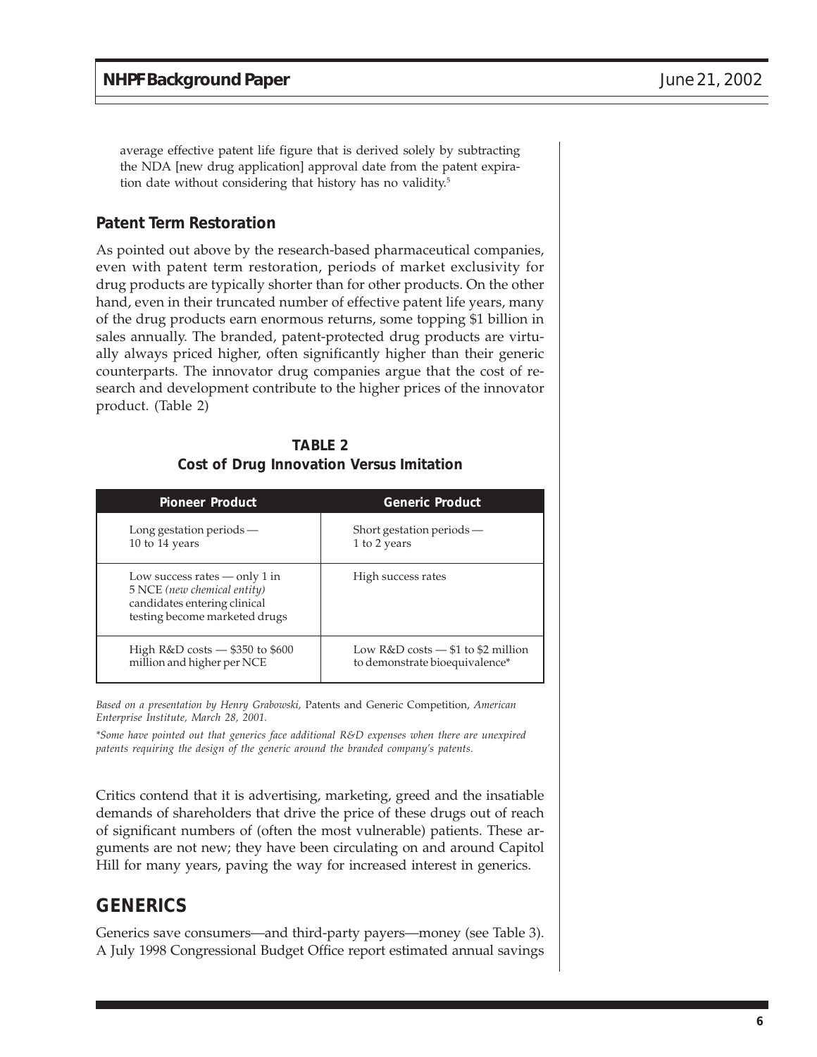average effective patent life figure that is derived solely by subtracting the NDA [new drug application] approval date from the patent expiration date without considering that history has no validity.[5]

### Patent Term Restoration

As pointed out above by the research-based pharmaceutical companies, even with patent term restoration, periods of market exclusivity for drug products are typically shorter than for other products. On the other hand, even in their truncated number of effective patent life years, many of the drug products earn enormous returns, some topping $1 billion in sales annually. The branded, patent-protected drug products are virtually always priced higher, often significantly higher than their generic counterparts. The innovator drug companies argue that the cost of research and development contribute to the higher prices of the innovator product. (Table 2)

**TABLE 2**
**Cost of Drug Innovation Versus Imitation**

| Pioneer Product | Generic Product |
| --- | --- |
| Long gestation periods — 10 to 14 years | Short gestation periods — 1 to 2 years |
| Low success rates — only 1 in 5 NCE *(new chemical entity)* candidates entering clinical testing become marketed drugs | High success rates |
| High R&D costs — $350 to $600 million and higher per NCE | Low R&D costs — $1 to $2 million to demonstrate bioequivalence* |

*Based on a presentation by Henry Grabowski,* Patents and Generic Competition, *American Enterprise Institute, March 28, 2001.*

*\*Some have pointed out that generics face additional R&D expenses when there are unexpired patents requiring the design of the generic around the branded company's patents.*

Critics contend that it is advertising, marketing, greed and the insatiable demands of shareholders that drive the price of these drugs out of reach of significant numbers of (often the most vulnerable) patients. These arguments are not new; they have been circulating on and around Capitol Hill for many years, paving the way for increased interest in generics.

## GENERICS

Generics save consumers—and third-party payers—money (see Table 3). A July 1998 Congressional Budget Office report estimated annual savings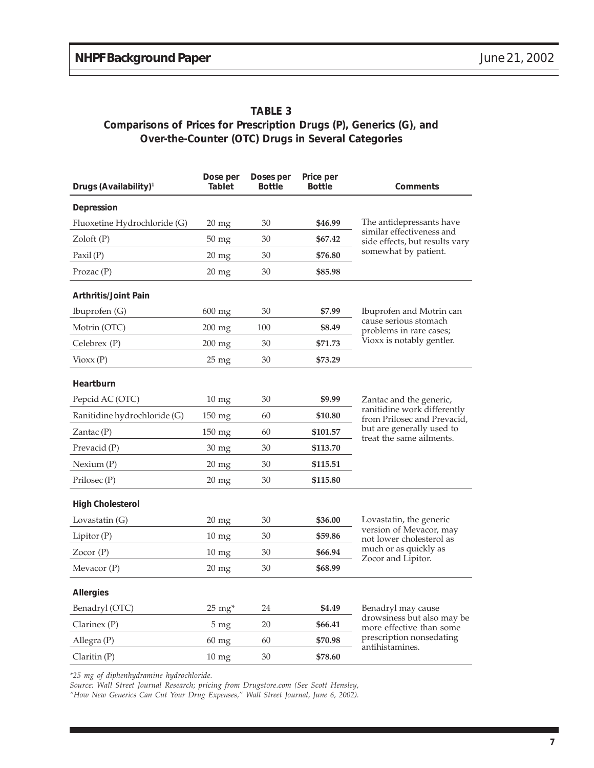## TABLE 3

## Comparisons of Prices for Prescription Drugs (P), Generics (G), and Over-the-Counter (OTC) Drugs in Several Categories

| Drugs (Availability)[1] | Dose per Tablet | Doses per Bottle | Price per Bottle | Comments |
|---|---|---|---|---|
| **Depression** | | | | |
| Fluoxetine Hydrochloride (G) | 20 mg | 30 | **$46.99** | The antidepressants have similar effectiveness and side effects, but results vary somewhat by patient. |
| Zoloft (P) | 50 mg | 30 | **$67.42** | |
| Paxil (P) | 20 mg | 30 | **$76.80** | |
| Prozac (P) | 20 mg | 30 | **$85.98** | |
| **Arthritis/Joint Pain** | | | | |
| Ibuprofen (G) | 600 mg | 30 | **$7.99** | Ibuprofen and Motrin can cause serious stomach problems in rare cases; Vioxx is notably gentler. |
| Motrin (OTC) | 200 mg | 100 | **$8.49** | |
| Celebrex (P) | 200 mg | 30 | **$71.73** | |
| Vioxx (P) | 25 mg | 30 | **$73.29** | |
| **Heartburn** | | | | |
| Pepcid AC (OTC) | 10 mg | 30 | **$9.99** | Zantac and the generic, ranitidine work differently from Prilosec and Prevacid, but are generally used to treat the same ailments. |
| Ranitidine hydrochloride (G) | 150 mg | 60 | **$10.80** | |
| Zantac (P) | 150 mg | 60 | **$101.57** | |
| Prevacid (P) | 30 mg | 30 | **$113.70** | |
| Nexium (P) | 20 mg | 30 | **$115.51** | |
| Prilosec (P) | 20 mg | 30 | **$115.80** | |
| **High Cholesterol** | | | | |
| Lovastatin (G) | 20 mg | 30 | **$36.00** | Lovastatin, the generic version of Mevacor, may not lower cholesterol as much or as quickly as Zocor and Lipitor. |
| Lipitor (P) | 10 mg | 30 | **$59.86** | |
| Zocor (P) | 10 mg | 30 | **$66.94** | |
| Mevacor (P) | 20 mg | 30 | **$68.99** | |
| **Allergies** | | | | |
| Benadryl (OTC) | 25 mg* | 24 | **$4.49** | Benadryl may cause drowsiness but also may be more effective than some prescription nonsedating antihistamines. |
| Clarinex (P) | 5 mg | 20 | **$66.41** | |
| Allegra (P) | 60 mg | 60 | **$70.98** | |
| Claritin (P) | 10 mg | 30 | **$78.60** | |

*\*25 mg of diphenhydramine hydrochloride.*

*Source: Wall Street Journal Research; pricing from Drugstore.com (See Scott Hensley, "How New Generics Can Cut Your Drug Expenses," Wall Street Journal, June 6, 2002).*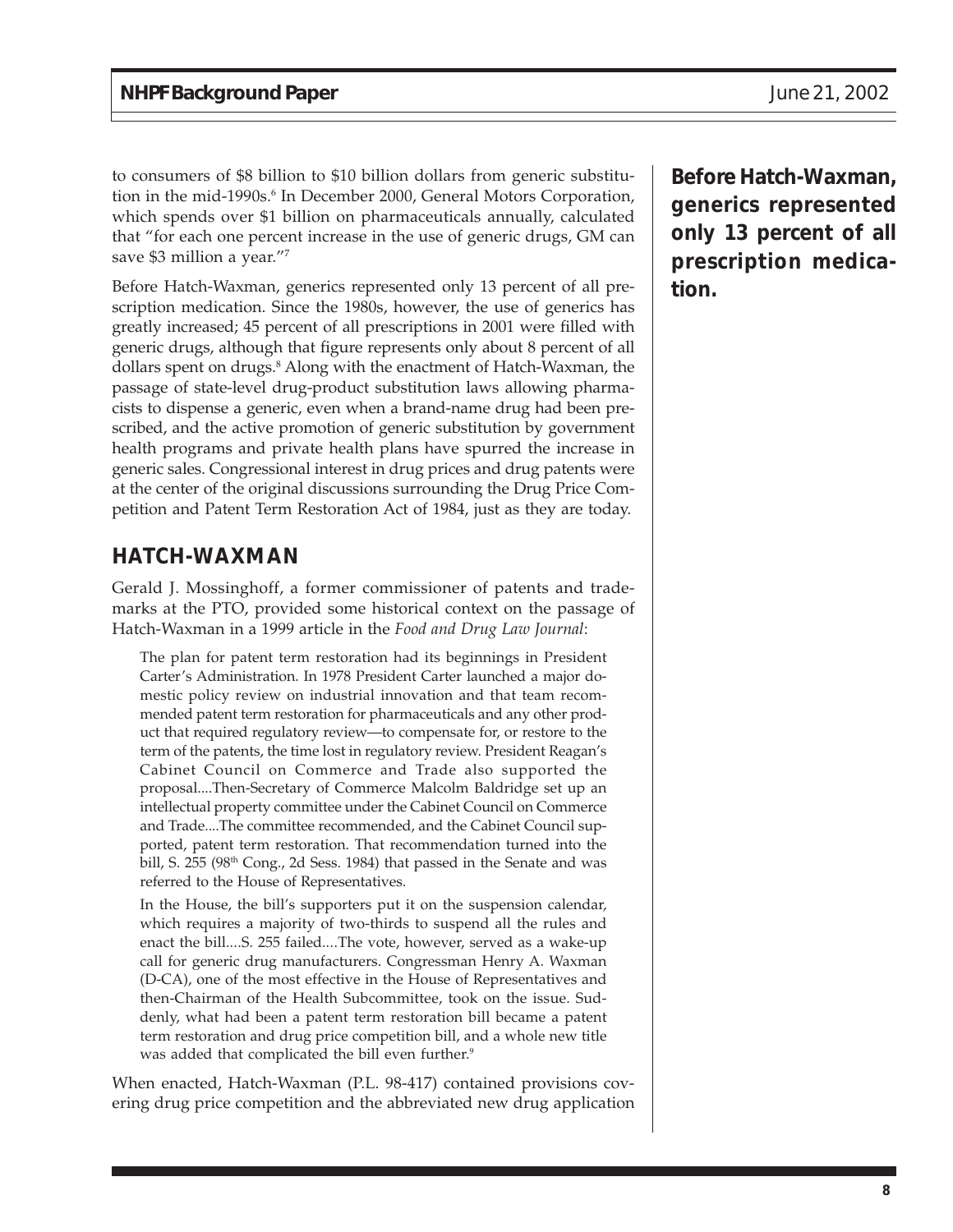to consumers of $8 billion to $10 billion dollars from generic substitution in the mid-1990s.[6] In December 2000, General Motors Corporation, which spends over $1 billion on pharmaceuticals annually, calculated that "for each one percent increase in the use of generic drugs, GM can save $3 million a year."[7]

Before Hatch-Waxman, generics represented only 13 percent of all prescription medication. Since the 1980s, however, the use of generics has greatly increased; 45 percent of all prescriptions in 2001 were filled with generic drugs, although that figure represents only about 8 percent of all dollars spent on drugs.[8] Along with the enactment of Hatch-Waxman, the passage of state-level drug-product substitution laws allowing pharmacists to dispense a generic, even when a brand-name drug had been prescribed, and the active promotion of generic substitution by government health programs and private health plans have spurred the increase in generic sales. Congressional interest in drug prices and drug patents were at the center of the original discussions surrounding the Drug Price Competition and Patent Term Restoration Act of 1984, just as they are today.

**Before Hatch-Waxman, generics represented only 13 percent of all prescription medication.**

## HATCH-WAXMAN

Gerald J. Mossinghoff, a former commissioner of patents and trademarks at the PTO, provided some historical context on the passage of Hatch-Waxman in a 1999 article in the *Food and Drug Law Journal*:

> The plan for patent term restoration had its beginnings in President Carter's Administration. In 1978 President Carter launched a major domestic policy review on industrial innovation and that team recommended patent term restoration for pharmaceuticals and any other product that required regulatory review—to compensate for, or restore to the term of the patents, the time lost in regulatory review. President Reagan's Cabinet Council on Commerce and Trade also supported the proposal....Then-Secretary of Commerce Malcolm Baldridge set up an intellectual property committee under the Cabinet Council on Commerce and Trade....The committee recommended, and the Cabinet Council supported, patent term restoration. That recommendation turned into the bill, S. 255 (98th Cong., 2d Sess. 1984) that passed in the Senate and was referred to the House of Representatives.
>
> In the House, the bill's supporters put it on the suspension calendar, which requires a majority of two-thirds to suspend all the rules and enact the bill....S. 255 failed....The vote, however, served as a wake-up call for generic drug manufacturers. Congressman Henry A. Waxman (D-CA), one of the most effective in the House of Representatives and then-Chairman of the Health Subcommittee, took on the issue. Suddenly, what had been a patent term restoration bill became a patent term restoration and drug price competition bill, and a whole new title was added that complicated the bill even further.[9]

When enacted, Hatch-Waxman (P.L. 98-417) contained provisions covering drug price competition and the abbreviated new drug application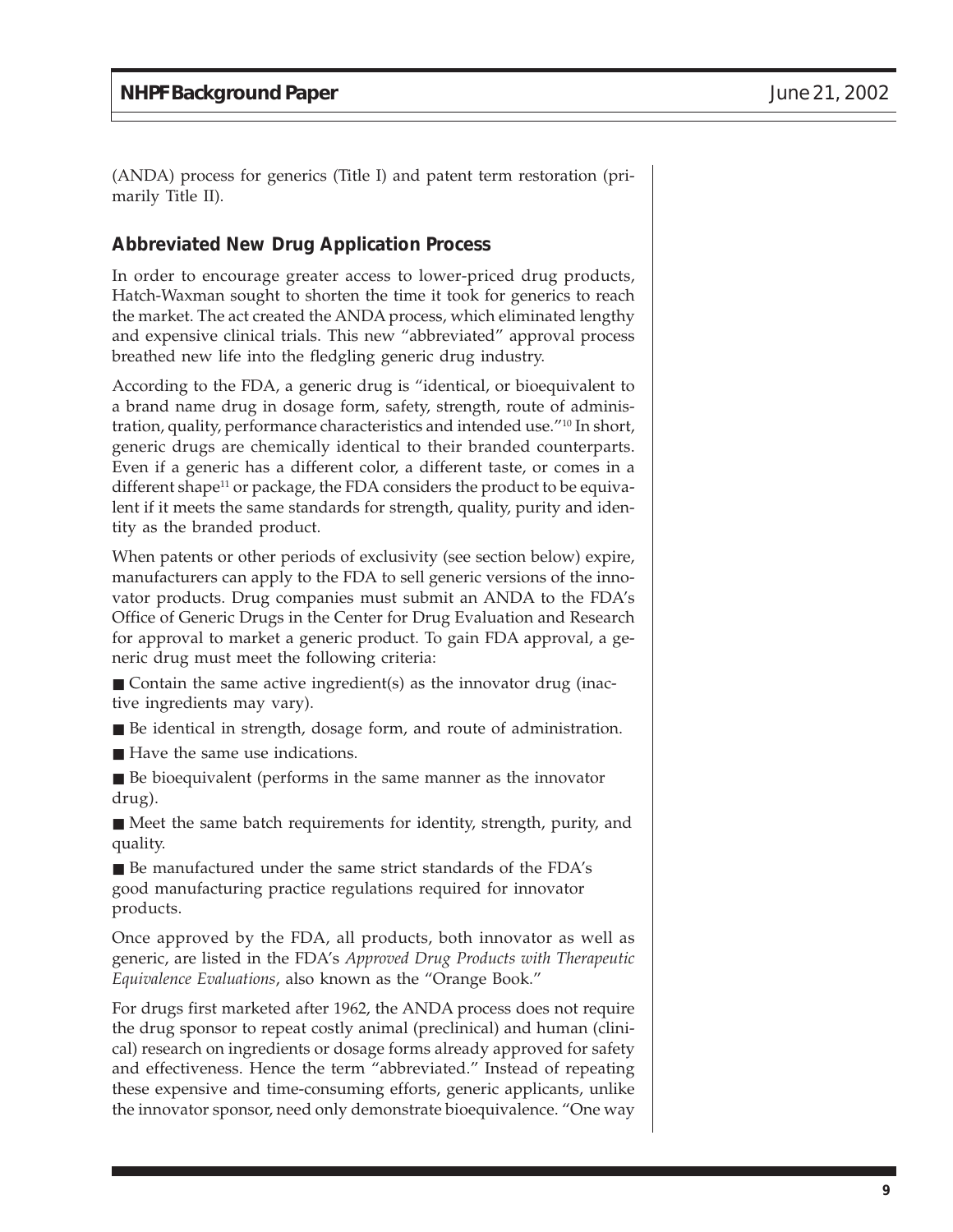(ANDA) process for generics (Title I) and patent term restoration (primarily Title II).

## Abbreviated New Drug Application Process

In order to encourage greater access to lower-priced drug products, Hatch-Waxman sought to shorten the time it took for generics to reach the market. The act created the ANDA process, which eliminated lengthy and expensive clinical trials. This new "abbreviated" approval process breathed new life into the fledgling generic drug industry.

According to the FDA, a generic drug is "identical, or bioequivalent to a brand name drug in dosage form, safety, strength, route of administration, quality, performance characteristics and intended use."[10] In short, generic drugs are chemically identical to their branded counterparts. Even if a generic has a different color, a different taste, or comes in a different shape[11] or package, the FDA considers the product to be equivalent if it meets the same standards for strength, quality, purity and identity as the branded product.

When patents or other periods of exclusivity (see section below) expire, manufacturers can apply to the FDA to sell generic versions of the innovator products. Drug companies must submit an ANDA to the FDA's Office of Generic Drugs in the Center for Drug Evaluation and Research for approval to market a generic product. To gain FDA approval, a generic drug must meet the following criteria:

- Contain the same active ingredient(s) as the innovator drug (inactive ingredients may vary).
- Be identical in strength, dosage form, and route of administration.
- Have the same use indications.
- Be bioequivalent (performs in the same manner as the innovator drug).
- Meet the same batch requirements for identity, strength, purity, and quality.
- Be manufactured under the same strict standards of the FDA's good manufacturing practice regulations required for innovator products.

Once approved by the FDA, all products, both innovator as well as generic, are listed in the FDA's *Approved Drug Products with Therapeutic Equivalence Evaluations*, also known as the "Orange Book."

For drugs first marketed after 1962, the ANDA process does not require the drug sponsor to repeat costly animal (preclinical) and human (clinical) research on ingredients or dosage forms already approved for safety and effectiveness. Hence the term "abbreviated." Instead of repeating these expensive and time-consuming efforts, generic applicants, unlike the innovator sponsor, need only demonstrate bioequivalence. "One way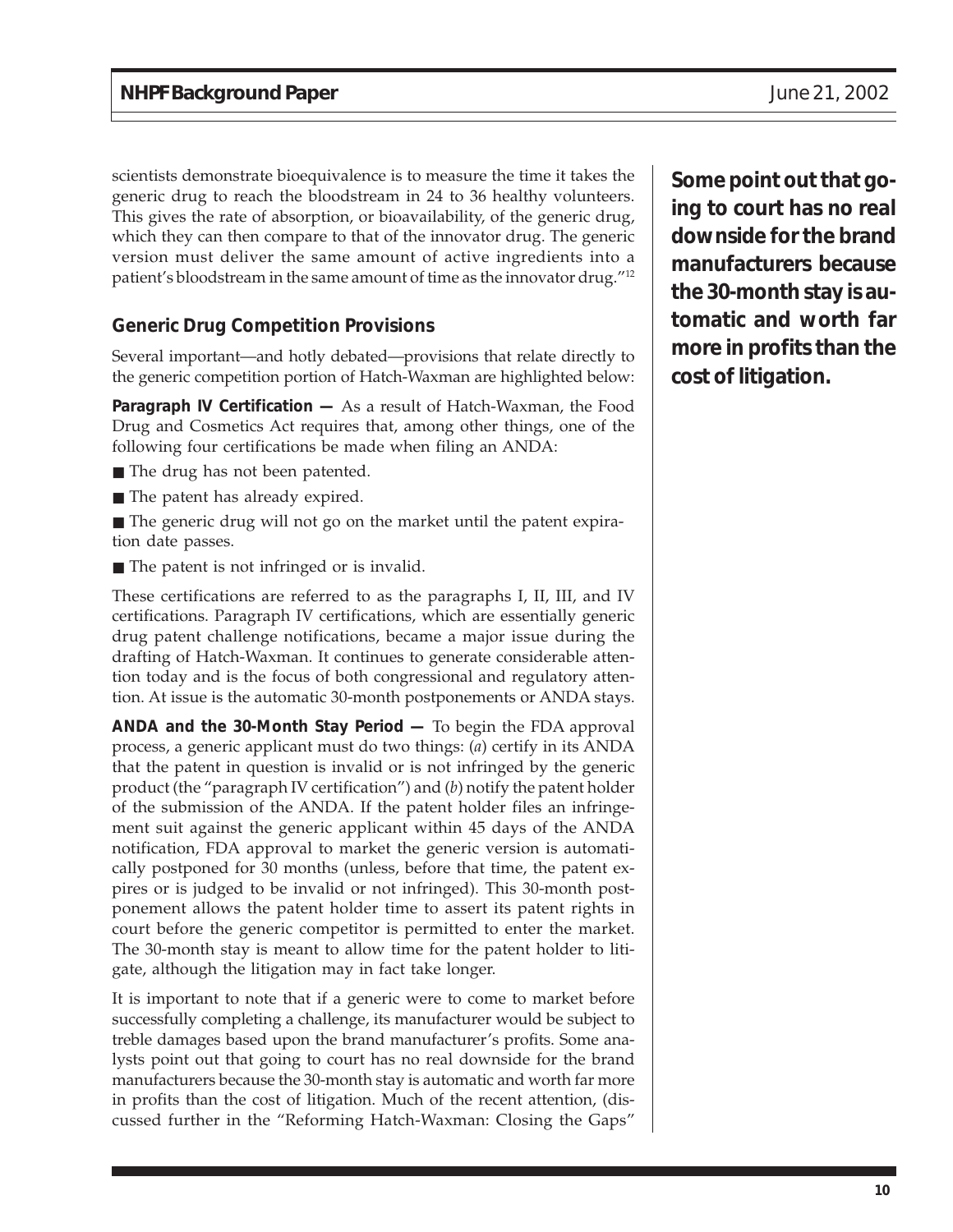scientists demonstrate bioequivalence is to measure the time it takes the generic drug to reach the bloodstream in 24 to 36 healthy volunteers. This gives the rate of absorption, or bioavailability, of the generic drug, which they can then compare to that of the innovator drug. The generic version must deliver the same amount of active ingredients into a patient's bloodstream in the same amount of time as the innovator drug."[12]

**Some point out that going to court has no real downside for the brand manufacturers because the 30-month stay is automatic and worth far more in profits than the cost of litigation.**

### Generic Drug Competition Provisions

Several important—and hotly debated—provisions that relate directly to the generic competition portion of Hatch-Waxman are highlighted below:

**Paragraph IV Certification —** As a result of Hatch-Waxman, the Food Drug and Cosmetics Act requires that, among other things, one of the following four certifications be made when filing an ANDA:

- The drug has not been patented.
- The patent has already expired.
- The generic drug will not go on the market until the patent expiration date passes.
- The patent is not infringed or is invalid.

These certifications are referred to as the paragraphs I, II, III, and IV certifications. Paragraph IV certifications, which are essentially generic drug patent challenge notifications, became a major issue during the drafting of Hatch-Waxman. It continues to generate considerable attention today and is the focus of both congressional and regulatory attention. At issue is the automatic 30-month postponements or ANDA stays.

**ANDA and the 30-Month Stay Period —** To begin the FDA approval process, a generic applicant must do two things: (*a*) certify in its ANDA that the patent in question is invalid or is not infringed by the generic product (the "paragraph IV certification") and (*b*) notify the patent holder of the submission of the ANDA. If the patent holder files an infringement suit against the generic applicant within 45 days of the ANDA notification, FDA approval to market the generic version is automatically postponed for 30 months (unless, before that time, the patent expires or is judged to be invalid or not infringed). This 30-month postponement allows the patent holder time to assert its patent rights in court before the generic competitor is permitted to enter the market. The 30-month stay is meant to allow time for the patent holder to litigate, although the litigation may in fact take longer.

It is important to note that if a generic were to come to market before successfully completing a challenge, its manufacturer would be subject to treble damages based upon the brand manufacturer's profits. Some analysts point out that going to court has no real downside for the brand manufacturers because the 30-month stay is automatic and worth far more in profits than the cost of litigation. Much of the recent attention, (discussed further in the "Reforming Hatch-Waxman: Closing the Gaps"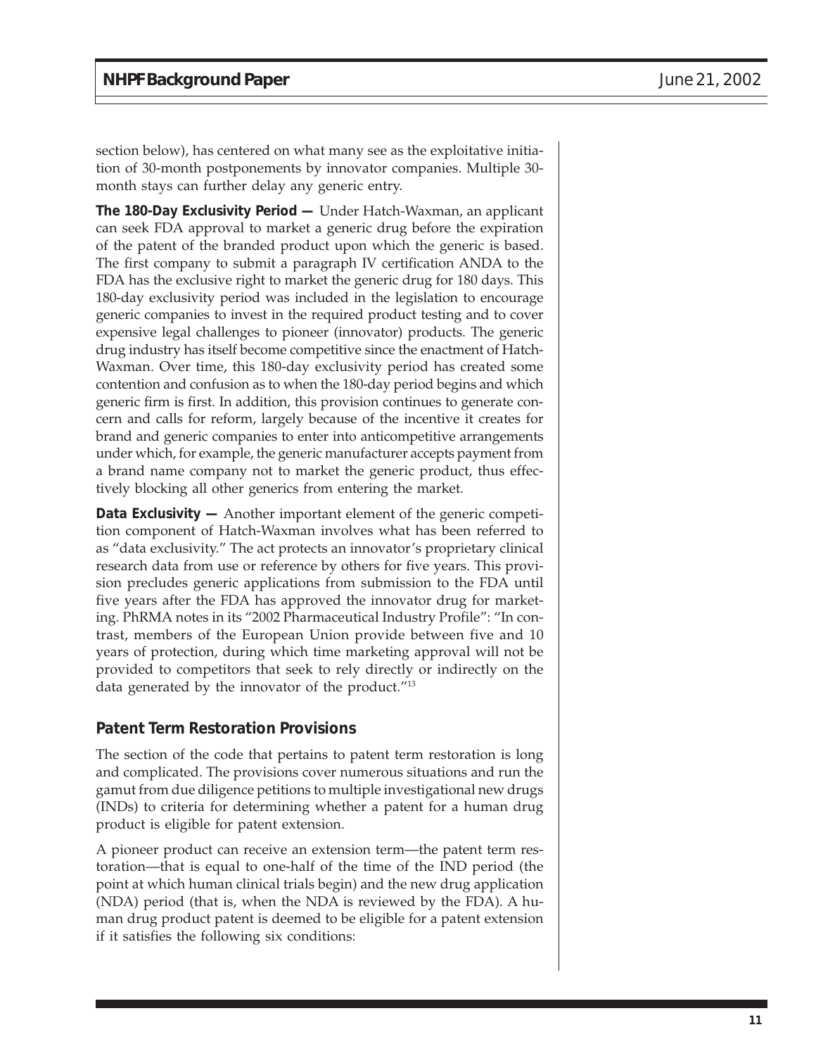section below), has centered on what many see as the exploitative initiation of 30-month postponements by innovator companies. Multiple 30-month stays can further delay any generic entry.

**The 180-Day Exclusivity Period —** Under Hatch-Waxman, an applicant can seek FDA approval to market a generic drug before the expiration of the patent of the branded product upon which the generic is based. The first company to submit a paragraph IV certification ANDA to the FDA has the exclusive right to market the generic drug for 180 days. This 180-day exclusivity period was included in the legislation to encourage generic companies to invest in the required product testing and to cover expensive legal challenges to pioneer (innovator) products. The generic drug industry has itself become competitive since the enactment of Hatch-Waxman. Over time, this 180-day exclusivity period has created some contention and confusion as to when the 180-day period begins and which generic firm is first. In addition, this provision continues to generate concern and calls for reform, largely because of the incentive it creates for brand and generic companies to enter into anticompetitive arrangements under which, for example, the generic manufacturer accepts payment from a brand name company not to market the generic product, thus effectively blocking all other generics from entering the market.

**Data Exclusivity —** Another important element of the generic competition component of Hatch-Waxman involves what has been referred to as "data exclusivity." The act protects an innovator's proprietary clinical research data from use or reference by others for five years. This provision precludes generic applications from submission to the FDA until five years after the FDA has approved the innovator drug for marketing. PhRMA notes in its "2002 Pharmaceutical Industry Profile": "In contrast, members of the European Union provide between five and 10 years of protection, during which time marketing approval will not be provided to competitors that seek to rely directly or indirectly on the data generated by the innovator of the product."[13]

## Patent Term Restoration Provisions

The section of the code that pertains to patent term restoration is long and complicated. The provisions cover numerous situations and run the gamut from due diligence petitions to multiple investigational new drugs (INDs) to criteria for determining whether a patent for a human drug product is eligible for patent extension.

A pioneer product can receive an extension term—the patent term restoration—that is equal to one-half of the time of the IND period (the point at which human clinical trials begin) and the new drug application (NDA) period (that is, when the NDA is reviewed by the FDA). A human drug product patent is deemed to be eligible for a patent extension if it satisfies the following six conditions: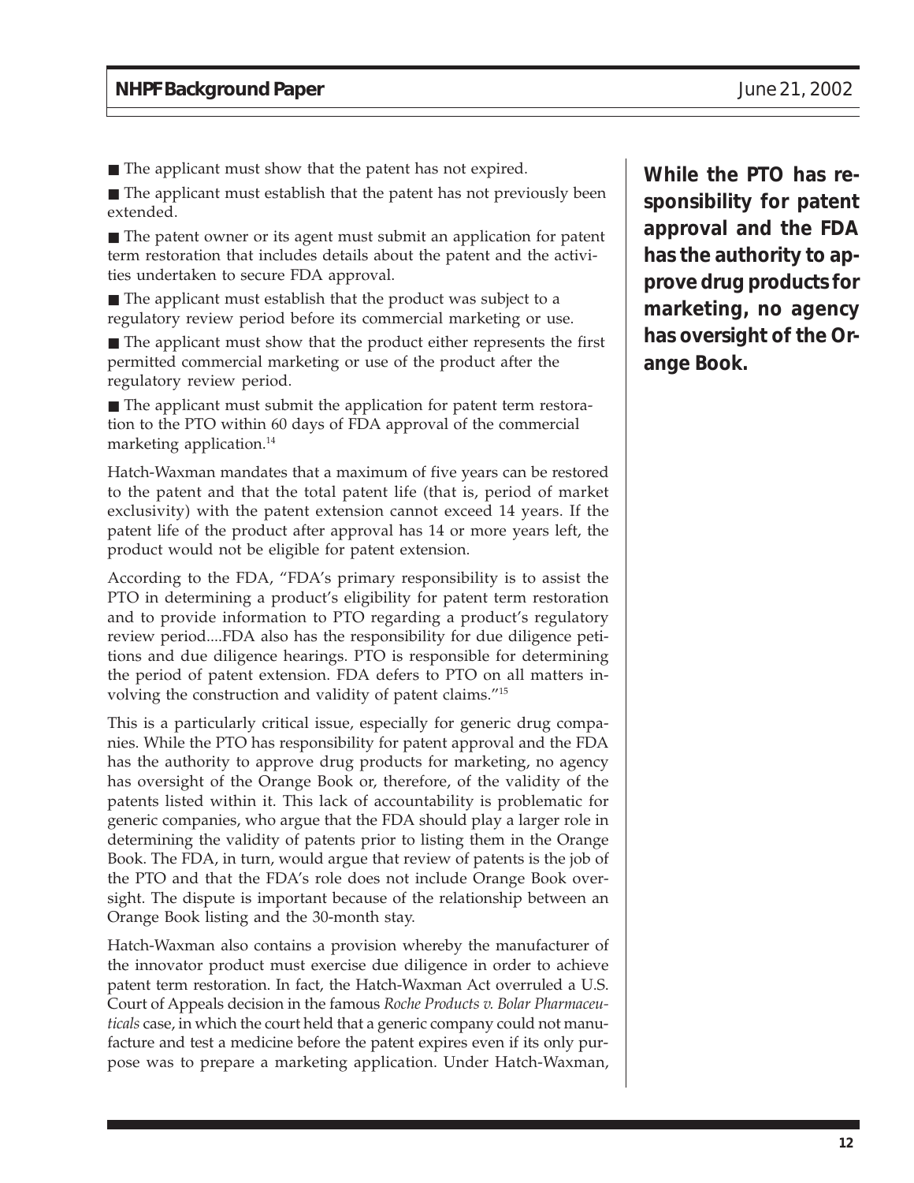- The applicant must show that the patent has not expired.
- The applicant must establish that the patent has not previously been extended.
- The patent owner or its agent must submit an application for patent term restoration that includes details about the patent and the activities undertaken to secure FDA approval.
- The applicant must establish that the product was subject to a regulatory review period before its commercial marketing or use.
- The applicant must show that the product either represents the first permitted commercial marketing or use of the product after the regulatory review period.
- The applicant must submit the application for patent term restoration to the PTO within 60 days of FDA approval of the commercial marketing application.[14]

Hatch-Waxman mandates that a maximum of five years can be restored to the patent and that the total patent life (that is, period of market exclusivity) with the patent extension cannot exceed 14 years. If the patent life of the product after approval has 14 or more years left, the product would not be eligible for patent extension.

According to the FDA, "FDA's primary responsibility is to assist the PTO in determining a product's eligibility for patent term restoration and to provide information to PTO regarding a product's regulatory review period....FDA also has the responsibility for due diligence petitions and due diligence hearings. PTO is responsible for determining the period of patent extension. FDA defers to PTO on all matters involving the construction and validity of patent claims."[15]

This is a particularly critical issue, especially for generic drug companies. While the PTO has responsibility for patent approval and the FDA has the authority to approve drug products for marketing, no agency has oversight of the Orange Book or, therefore, of the validity of the patents listed within it. This lack of accountability is problematic for generic companies, who argue that the FDA should play a larger role in determining the validity of patents prior to listing them in the Orange Book. The FDA, in turn, would argue that review of patents is the job of the PTO and that the FDA's role does not include Orange Book oversight. The dispute is important because of the relationship between an Orange Book listing and the 30-month stay.

Hatch-Waxman also contains a provision whereby the manufacturer of the innovator product must exercise due diligence in order to achieve patent term restoration. In fact, the Hatch-Waxman Act overruled a U.S. Court of Appeals decision in the famous *Roche Products v. Bolar Pharmaceuticals* case, in which the court held that a generic company could not manufacture and test a medicine before the patent expires even if its only purpose was to prepare a marketing application. Under Hatch-Waxman,

**While the PTO has responsibility for patent approval and the FDA has the authority to approve drug products for marketing, no agency has oversight of the Orange Book.**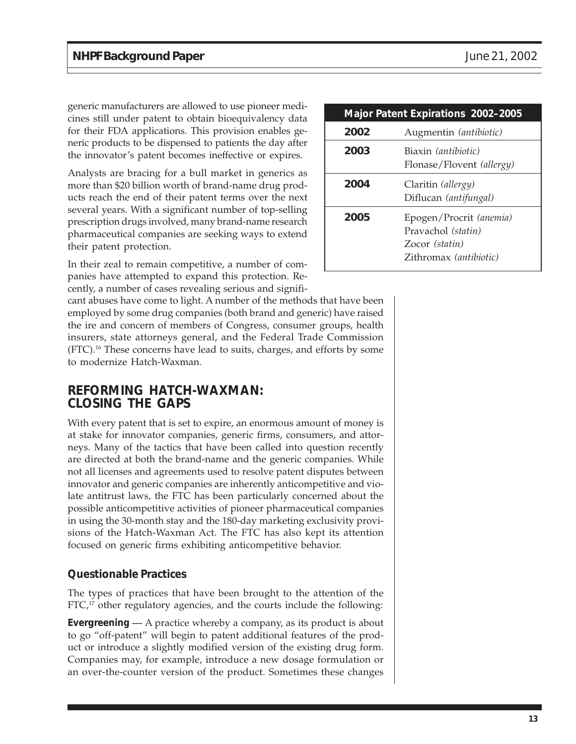generic manufacturers are allowed to use pioneer medicines still under patent to obtain bioequivalency data for their FDA applications. This provision enables generic products to be dispensed to patients the day after the innovator's patent becomes ineffective or expires.

Analysts are bracing for a bull market in generics as more than $20 billion worth of brand-name drug products reach the end of their patent terms over the next several years. With a significant number of top-selling prescription drugs involved, many brand-name research pharmaceutical companies are seeking ways to extend their patent protection.

| Major Patent Expirations 2002–2005 | |
|---|---|
| **2002** | Augmentin *(antibiotic)* |
| **2003** | Biaxin *(antibiotic)*<br>Flonase/Flovent *(allergy)* |
| **2004** | Claritin *(allergy)*<br>Diflucan *(antifungal)* |
| **2005** | Epogen/Procrit *(anemia)*<br>Pravachol *(statin)*<br>Zocor *(statin)*<br>Zithromax *(antibiotic)* |

In their zeal to remain competitive, a number of companies have attempted to expand this protection. Recently, a number of cases revealing serious and significant abuses have come to light. A number of the methods that have been employed by some drug companies (both brand and generic) have raised the ire and concern of members of Congress, consumer groups, health insurers, state attorneys general, and the Federal Trade Commission (FTC).[16] These concerns have lead to suits, charges, and efforts by some to modernize Hatch-Waxman.

## REFORMING HATCH-WAXMAN: CLOSING THE GAPS

With every patent that is set to expire, an enormous amount of money is at stake for innovator companies, generic firms, consumers, and attorneys. Many of the tactics that have been called into question recently are directed at both the brand-name and the generic companies. While not all licenses and agreements used to resolve patent disputes between innovator and generic companies are inherently anticompetitive and violate antitrust laws, the FTC has been particularly concerned about the possible anticompetitive activities of pioneer pharmaceutical companies in using the 30-month stay and the 180-day marketing exclusivity provisions of the Hatch-Waxman Act. The FTC has also kept its attention focused on generic firms exhibiting anticompetitive behavior.

### Questionable Practices

The types of practices that have been brought to the attention of the FTC,[17] other regulatory agencies, and the courts include the following:

**Evergreening** — A practice whereby a company, as its product is about to go "off-patent" will begin to patent additional features of the product or introduce a slightly modified version of the existing drug form. Companies may, for example, introduce a new dosage formulation or an over-the-counter version of the product. Sometimes these changes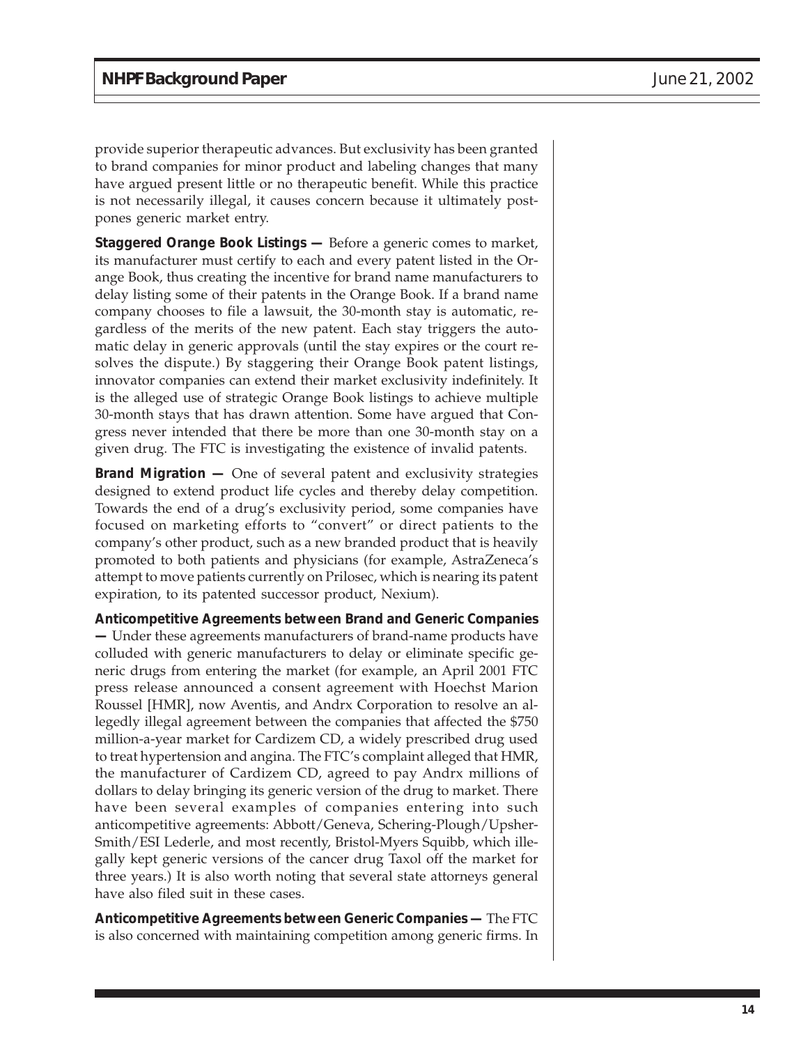provide superior therapeutic advances. But exclusivity has been granted to brand companies for minor product and labeling changes that many have argued present little or no therapeutic benefit. While this practice is not necessarily illegal, it causes concern because it ultimately postpones generic market entry.

**Staggered Orange Book Listings —** Before a generic comes to market, its manufacturer must certify to each and every patent listed in the Orange Book, thus creating the incentive for brand name manufacturers to delay listing some of their patents in the Orange Book. If a brand name company chooses to file a lawsuit, the 30-month stay is automatic, regardless of the merits of the new patent. Each stay triggers the automatic delay in generic approvals (until the stay expires or the court resolves the dispute.) By staggering their Orange Book patent listings, innovator companies can extend their market exclusivity indefinitely. It is the alleged use of strategic Orange Book listings to achieve multiple 30-month stays that has drawn attention. Some have argued that Congress never intended that there be more than one 30-month stay on a given drug. The FTC is investigating the existence of invalid patents.

**Brand Migration —** One of several patent and exclusivity strategies designed to extend product life cycles and thereby delay competition. Towards the end of a drug's exclusivity period, some companies have focused on marketing efforts to "convert" or direct patients to the company's other product, such as a new branded product that is heavily promoted to both patients and physicians (for example, AstraZeneca's attempt to move patients currently on Prilosec, which is nearing its patent expiration, to its patented successor product, Nexium).

**Anticompetitive Agreements between Brand and Generic Companies —** Under these agreements manufacturers of brand-name products have colluded with generic manufacturers to delay or eliminate specific generic drugs from entering the market (for example, an April 2001 FTC press release announced a consent agreement with Hoechst Marion Roussel [HMR], now Aventis, and Andrx Corporation to resolve an allegedly illegal agreement between the companies that affected the $750 million-a-year market for Cardizem CD, a widely prescribed drug used to treat hypertension and angina. The FTC's complaint alleged that HMR, the manufacturer of Cardizem CD, agreed to pay Andrx millions of dollars to delay bringing its generic version of the drug to market. There have been several examples of companies entering into such anticompetitive agreements: Abbott/Geneva, Schering-Plough/Upsher-Smith/ESI Lederle, and most recently, Bristol-Myers Squibb, which illegally kept generic versions of the cancer drug Taxol off the market for three years.) It is also worth noting that several state attorneys general have also filed suit in these cases.

**Anticompetitive Agreements between Generic Companies —** The FTC is also concerned with maintaining competition among generic firms. In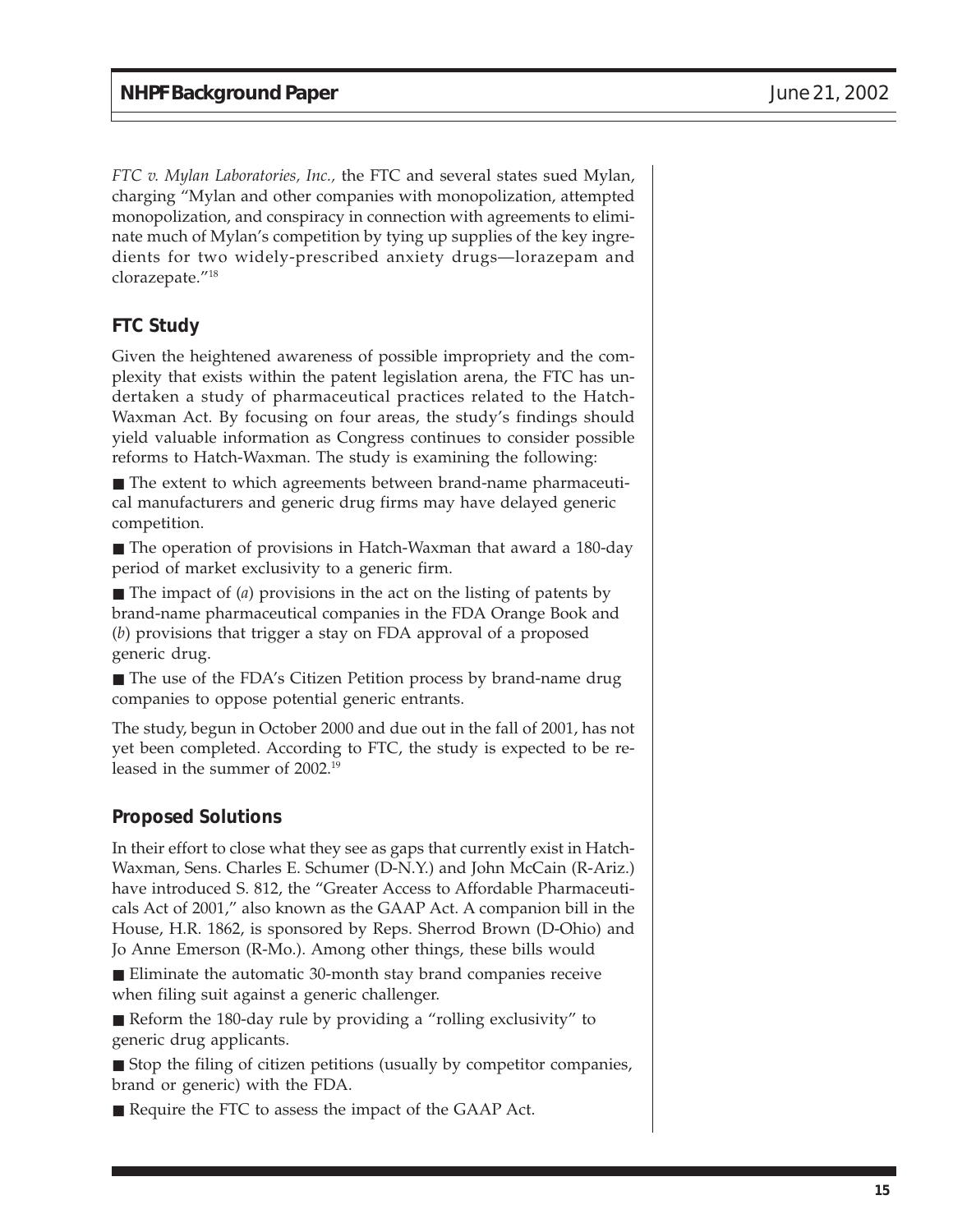*FTC v. Mylan Laboratories, Inc.,* the FTC and several states sued Mylan, charging "Mylan and other companies with monopolization, attempted monopolization, and conspiracy in connection with agreements to eliminate much of Mylan's competition by tying up supplies of the key ingredients for two widely-prescribed anxiety drugs—lorazepam and clorazepate."[18]

### FTC Study

Given the heightened awareness of possible impropriety and the complexity that exists within the patent legislation arena, the FTC has undertaken a study of pharmaceutical practices related to the Hatch-Waxman Act. By focusing on four areas, the study's findings should yield valuable information as Congress continues to consider possible reforms to Hatch-Waxman. The study is examining the following:

- The extent to which agreements between brand-name pharmaceutical manufacturers and generic drug firms may have delayed generic competition.
- The operation of provisions in Hatch-Waxman that award a 180-day period of market exclusivity to a generic firm.
- The impact of (*a*) provisions in the act on the listing of patents by brand-name pharmaceutical companies in the FDA Orange Book and (*b*) provisions that trigger a stay on FDA approval of a proposed generic drug.
- The use of the FDA's Citizen Petition process by brand-name drug companies to oppose potential generic entrants.

The study, begun in October 2000 and due out in the fall of 2001, has not yet been completed. According to FTC, the study is expected to be released in the summer of 2002.[19]

### Proposed Solutions

In their effort to close what they see as gaps that currently exist in Hatch-Waxman, Sens. Charles E. Schumer (D-N.Y.) and John McCain (R-Ariz.) have introduced S. 812, the "Greater Access to Affordable Pharmaceuticals Act of 2001," also known as the GAAP Act. A companion bill in the House, H.R. 1862, is sponsored by Reps. Sherrod Brown (D-Ohio) and Jo Anne Emerson (R-Mo.). Among other things, these bills would

- Eliminate the automatic 30-month stay brand companies receive when filing suit against a generic challenger.
- Reform the 180-day rule by providing a "rolling exclusivity" to generic drug applicants.
- Stop the filing of citizen petitions (usually by competitor companies, brand or generic) with the FDA.
- Require the FTC to assess the impact of the GAAP Act.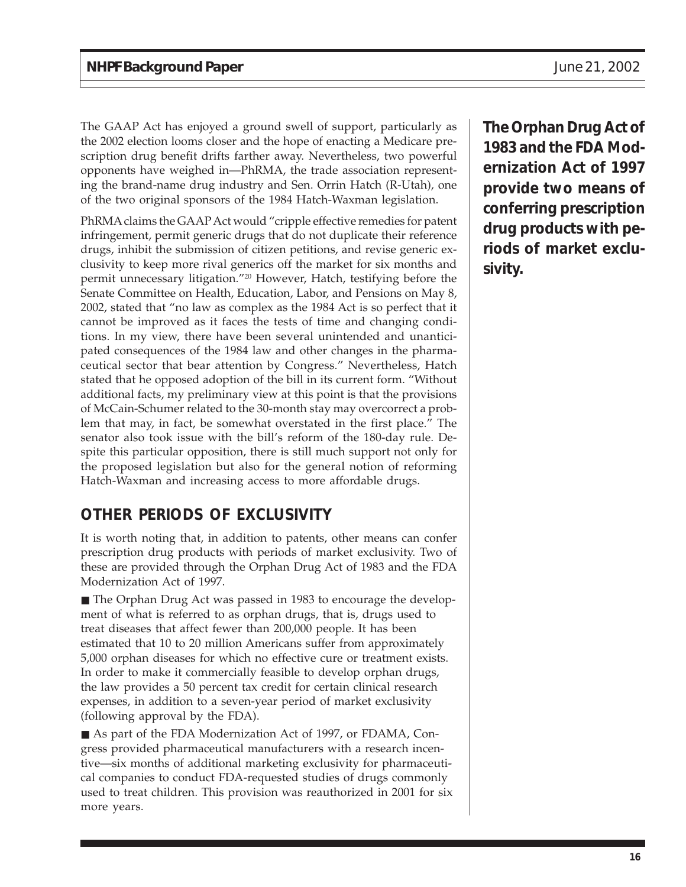The GAAP Act has enjoyed a ground swell of support, particularly as the 2002 election looms closer and the hope of enacting a Medicare prescription drug benefit drifts farther away. Nevertheless, two powerful opponents have weighed in—PhRMA, the trade association representing the brand-name drug industry and Sen. Orrin Hatch (R-Utah), one of the two original sponsors of the 1984 Hatch-Waxman legislation.

PhRMA claims the GAAP Act would "cripple effective remedies for patent infringement, permit generic drugs that do not duplicate their reference drugs, inhibit the submission of citizen petitions, and revise generic exclusivity to keep more rival generics off the market for six months and permit unnecessary litigation."[20] However, Hatch, testifying before the Senate Committee on Health, Education, Labor, and Pensions on May 8, 2002, stated that "no law as complex as the 1984 Act is so perfect that it cannot be improved as it faces the tests of time and changing conditions. In my view, there have been several unintended and unanticipated consequences of the 1984 law and other changes in the pharmaceutical sector that bear attention by Congress." Nevertheless, Hatch stated that he opposed adoption of the bill in its current form. "Without additional facts, my preliminary view at this point is that the provisions of McCain-Schumer related to the 30-month stay may overcorrect a problem that may, in fact, be somewhat overstated in the first place." The senator also took issue with the bill's reform of the 180-day rule. Despite this particular opposition, there is still much support not only for the proposed legislation but also for the general notion of reforming Hatch-Waxman and increasing access to more affordable drugs.

## OTHER PERIODS OF EXCLUSIVITY

It is worth noting that, in addition to patents, other means can confer prescription drug products with periods of market exclusivity. Two of these are provided through the Orphan Drug Act of 1983 and the FDA Modernization Act of 1997.

- The Orphan Drug Act was passed in 1983 to encourage the development of what is referred to as orphan drugs, that is, drugs used to treat diseases that affect fewer than 200,000 people. It has been estimated that 10 to 20 million Americans suffer from approximately 5,000 orphan diseases for which no effective cure or treatment exists. In order to make it commercially feasible to develop orphan drugs, the law provides a 50 percent tax credit for certain clinical research expenses, in addition to a seven-year period of market exclusivity (following approval by the FDA).

- As part of the FDA Modernization Act of 1997, or FDAMA, Congress provided pharmaceutical manufacturers with a research incentive—six months of additional marketing exclusivity for pharmaceutical companies to conduct FDA-requested studies of drugs commonly used to treat children. This provision was reauthorized in 2001 for six more years.

**The Orphan Drug Act of 1983 and the FDA Modernization Act of 1997 provide two means of conferring prescription drug products with periods of market exclusivity.**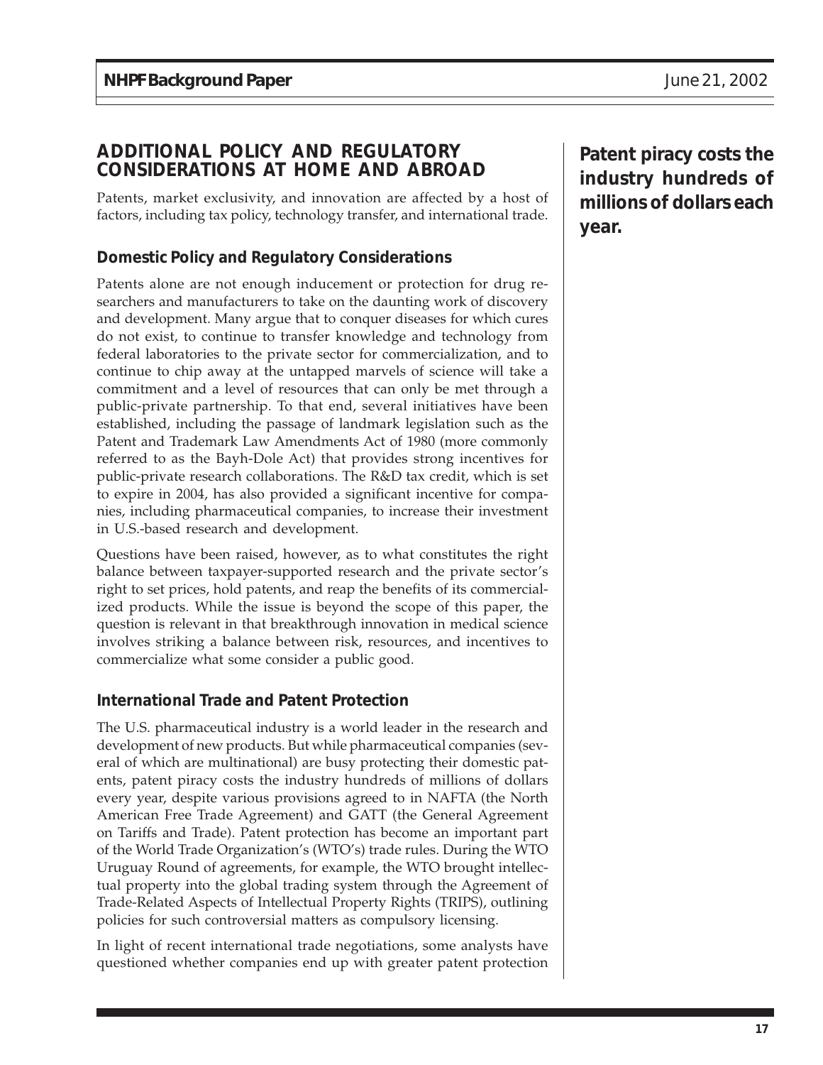## ADDITIONAL POLICY AND REGULATORY CONSIDERATIONS AT HOME AND ABROAD

Patents, market exclusivity, and innovation are affected by a host of factors, including tax policy, technology transfer, and international trade.

### Domestic Policy and Regulatory Considerations

Patents alone are not enough inducement or protection for drug researchers and manufacturers to take on the daunting work of discovery and development. Many argue that to conquer diseases for which cures do not exist, to continue to transfer knowledge and technology from federal laboratories to the private sector for commercialization, and to continue to chip away at the untapped marvels of science will take a commitment and a level of resources that can only be met through a public-private partnership. To that end, several initiatives have been established, including the passage of landmark legislation such as the Patent and Trademark Law Amendments Act of 1980 (more commonly referred to as the Bayh-Dole Act) that provides strong incentives for public-private research collaborations. The R&D tax credit, which is set to expire in 2004, has also provided a significant incentive for companies, including pharmaceutical companies, to increase their investment in U.S.-based research and development.

Questions have been raised, however, as to what constitutes the right balance between taxpayer-supported research and the private sector's right to set prices, hold patents, and reap the benefits of its commercialized products. While the issue is beyond the scope of this paper, the question is relevant in that breakthrough innovation in medical science involves striking a balance between risk, resources, and incentives to commercialize what some consider a public good.

### International Trade and Patent Protection

**Patent piracy costs the industry hundreds of millions of dollars each year.**

The U.S. pharmaceutical industry is a world leader in the research and development of new products. But while pharmaceutical companies (several of which are multinational) are busy protecting their domestic patents, patent piracy costs the industry hundreds of millions of dollars every year, despite various provisions agreed to in NAFTA (the North American Free Trade Agreement) and GATT (the General Agreement on Tariffs and Trade). Patent protection has become an important part of the World Trade Organization's (WTO's) trade rules. During the WTO Uruguay Round of agreements, for example, the WTO brought intellectual property into the global trading system through the Agreement of Trade-Related Aspects of Intellectual Property Rights (TRIPS), outlining policies for such controversial matters as compulsory licensing.

In light of recent international trade negotiations, some analysts have questioned whether companies end up with greater patent protection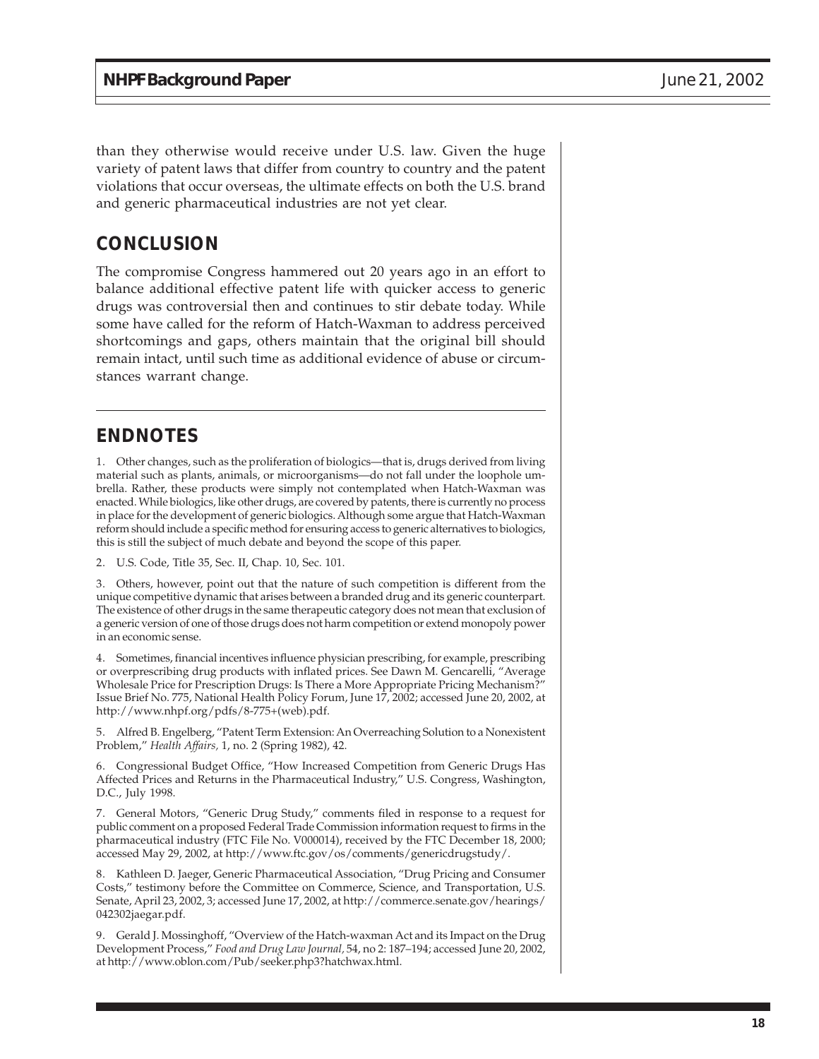than they otherwise would receive under U.S. law. Given the huge variety of patent laws that differ from country to country and the patent violations that occur overseas, the ultimate effects on both the U.S. brand and generic pharmaceutical industries are not yet clear.

## CONCLUSION

The compromise Congress hammered out 20 years ago in an effort to balance additional effective patent life with quicker access to generic drugs was controversial then and continues to stir debate today. While some have called for the reform of Hatch-Waxman to address perceived shortcomings and gaps, others maintain that the original bill should remain intact, until such time as additional evidence of abuse or circumstances warrant change.

## ENDNOTES

1. Other changes, such as the proliferation of biologics—that is, drugs derived from living material such as plants, animals, or microorganisms—do not fall under the loophole umbrella. Rather, these products were simply not contemplated when Hatch-Waxman was enacted. While biologics, like other drugs, are covered by patents, there is currently no process in place for the development of generic biologics. Although some argue that Hatch-Waxman reform should include a specific method for ensuring access to generic alternatives to biologics, this is still the subject of much debate and beyond the scope of this paper.

2. U.S. Code, Title 35, Sec. II, Chap. 10, Sec. 101.

3. Others, however, point out that the nature of such competition is different from the unique competitive dynamic that arises between a branded drug and its generic counterpart. The existence of other drugs in the same therapeutic category does not mean that exclusion of a generic version of one of those drugs does not harm competition or extend monopoly power in an economic sense.

4. Sometimes, financial incentives influence physician prescribing, for example, prescribing or overprescribing drug products with inflated prices. See Dawn M. Gencarelli, "Average Wholesale Price for Prescription Drugs: Is There a More Appropriate Pricing Mechanism?" Issue Brief No. 775, National Health Policy Forum, June 17, 2002; accessed June 20, 2002, at http://www.nhpf.org/pdfs/8-775+(web).pdf.

5. Alfred B. Engelberg, "Patent Term Extension: An Overreaching Solution to a Nonexistent Problem," *Health Affairs,* 1, no. 2 (Spring 1982), 42.

6. Congressional Budget Office, "How Increased Competition from Generic Drugs Has Affected Prices and Returns in the Pharmaceutical Industry," U.S. Congress, Washington, D.C., July 1998.

7. General Motors, "Generic Drug Study," comments filed in response to a request for public comment on a proposed Federal Trade Commission information request to firms in the pharmaceutical industry (FTC File No. V000014), received by the FTC December 18, 2000; accessed May 29, 2002, at http://www.ftc.gov/os/comments/genericdrugstudy/.

8. Kathleen D. Jaeger, Generic Pharmaceutical Association, "Drug Pricing and Consumer Costs," testimony before the Committee on Commerce, Science, and Transportation, U.S. Senate, April 23, 2002, 3; accessed June 17, 2002, at http://commerce.senate.gov/hearings/042302jaegar.pdf.

9. Gerald J. Mossinghoff, "Overview of the Hatch-waxman Act and its Impact on the Drug Development Process," *Food and Drug Law Journal,* 54, no 2: 187–194; accessed June 20, 2002, at http://www.oblon.com/Pub/seeker.php3?hatchwax.html.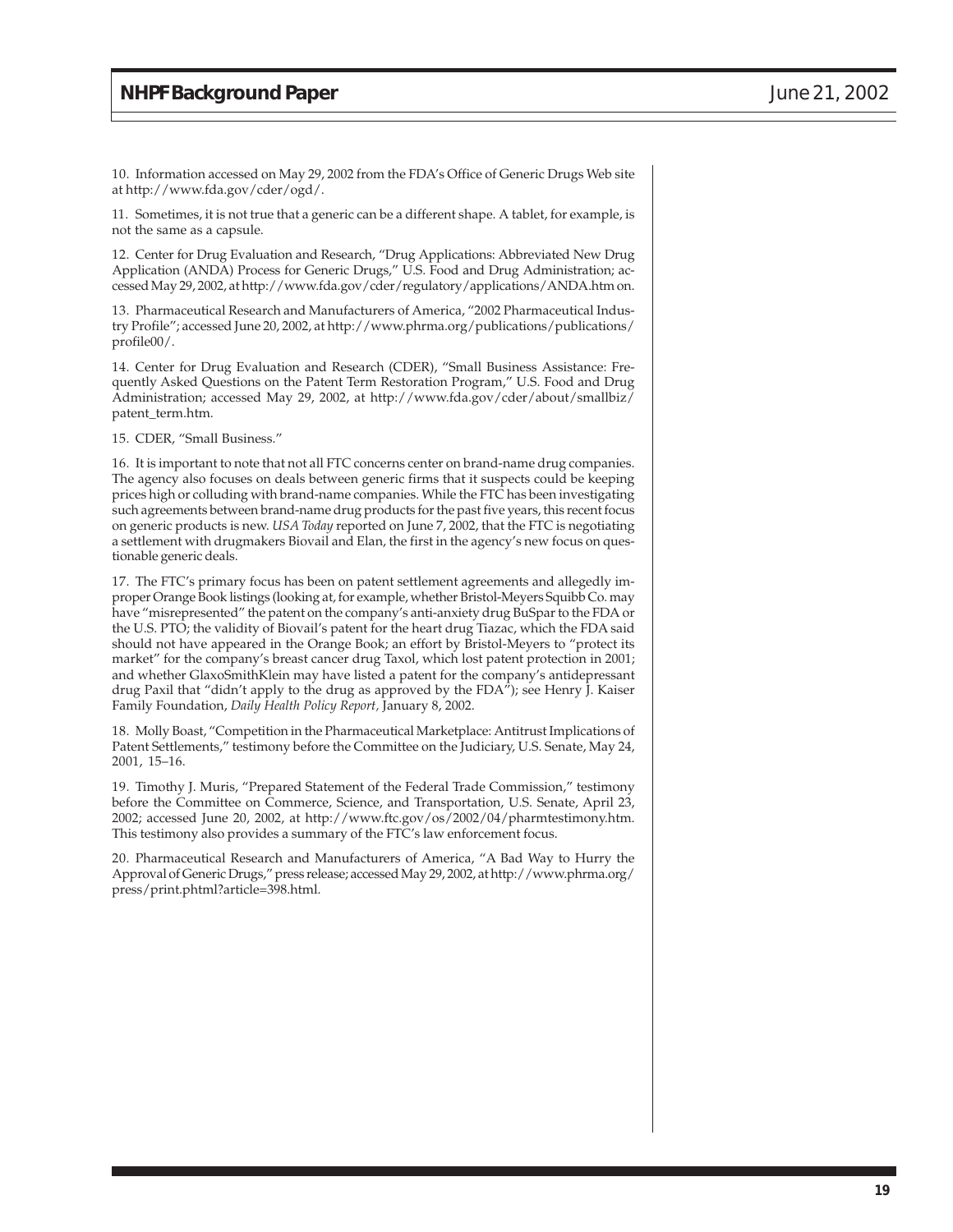10. Information accessed on May 29, 2002 from the FDA's Office of Generic Drugs Web site at http://www.fda.gov/cder/ogd/.

11. Sometimes, it is not true that a generic can be a different shape. A tablet, for example, is not the same as a capsule.

12. Center for Drug Evaluation and Research, "Drug Applications: Abbreviated New Drug Application (ANDA) Process for Generic Drugs," U.S. Food and Drug Administration; accessed May 29, 2002, at http://www.fda.gov/cder/regulatory/applications/ANDA.htm on.

13. Pharmaceutical Research and Manufacturers of America, "2002 Pharmaceutical Industry Profile"; accessed June 20, 2002, at http://www.phrma.org/publications/publications/profile00/.

14. Center for Drug Evaluation and Research (CDER), "Small Business Assistance: Frequently Asked Questions on the Patent Term Restoration Program," U.S. Food and Drug Administration; accessed May 29, 2002, at http://www.fda.gov/cder/about/smallbiz/patent_term.htm.

15. CDER, "Small Business."

16. It is important to note that not all FTC concerns center on brand-name drug companies. The agency also focuses on deals between generic firms that it suspects could be keeping prices high or colluding with brand-name companies. While the FTC has been investigating such agreements between brand-name drug products for the past five years, this recent focus on generic products is new. *USA Today* reported on June 7, 2002, that the FTC is negotiating a settlement with drugmakers Biovail and Elan, the first in the agency's new focus on questionable generic deals.

17. The FTC's primary focus has been on patent settlement agreements and allegedly improper Orange Book listings (looking at, for example, whether Bristol-Meyers Squibb Co. may have "misrepresented" the patent on the company's anti-anxiety drug BuSpar to the FDA or the U.S. PTO; the validity of Biovail's patent for the heart drug Tiazac, which the FDA said should not have appeared in the Orange Book; an effort by Bristol-Meyers to "protect its market" for the company's breast cancer drug Taxol, which lost patent protection in 2001; and whether GlaxoSmithKlein may have listed a patent for the company's antidepressant drug Paxil that "didn't apply to the drug as approved by the FDA"); see Henry J. Kaiser Family Foundation, *Daily Health Policy Report,* January 8, 2002.

18. Molly Boast, "Competition in the Pharmaceutical Marketplace: Antitrust Implications of Patent Settlements," testimony before the Committee on the Judiciary, U.S. Senate, May 24, 2001, 15–16.

19. Timothy J. Muris, "Prepared Statement of the Federal Trade Commission," testimony before the Committee on Commerce, Science, and Transportation, U.S. Senate, April 23, 2002; accessed June 20, 2002, at http://www.ftc.gov/os/2002/04/pharmtestimony.htm. This testimony also provides a summary of the FTC's law enforcement focus.

20. Pharmaceutical Research and Manufacturers of America, "A Bad Way to Hurry the Approval of Generic Drugs," press release; accessed May 29, 2002, at http://www.phrma.org/press/print.phtml?article=398.html.